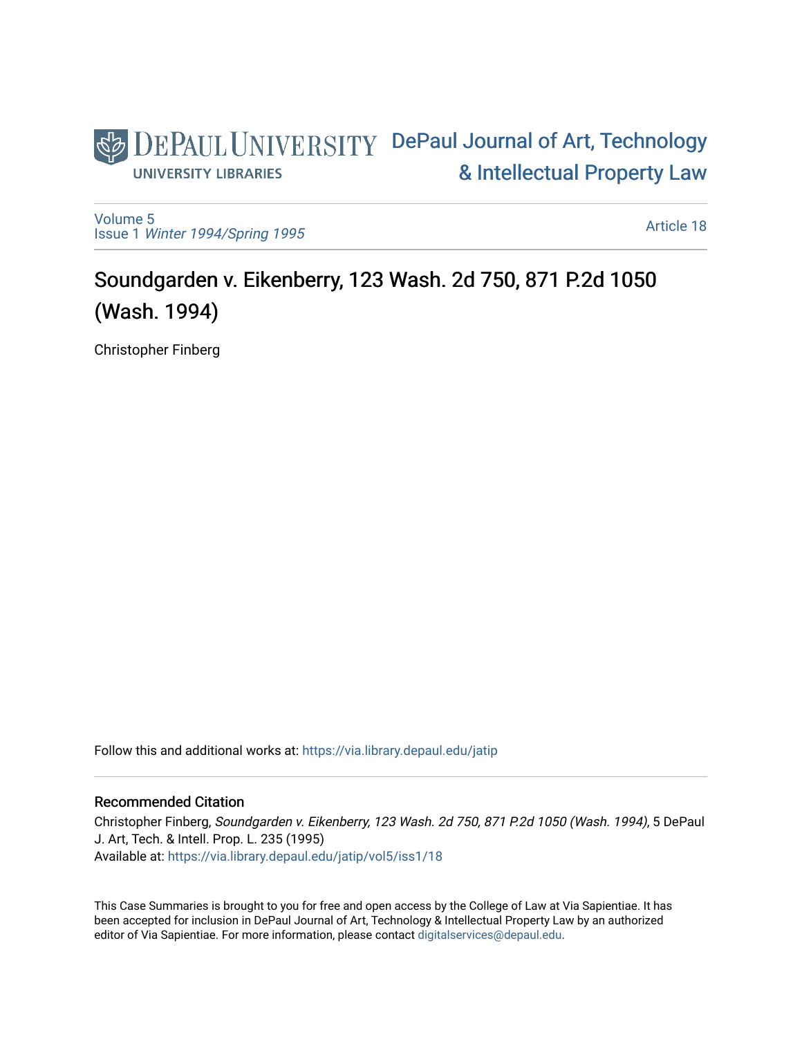DePaul University
UNIVERSITY LIBRARIES

DePaul Journal of Art, Technology & Intellectual Property Law

Volume 5
Issue 1 *Winter 1994/Spring 1995*

Article 18

# Soundgarden v. Eikenberry, 123 Wash. 2d 750, 871 P.2d 1050 (Wash. 1994)

Christopher Finberg

Follow this and additional works at: https://via.library.depaul.edu/jatip

## Recommended Citation

Christopher Finberg, *Soundgarden v. Eikenberry, 123 Wash. 2d 750, 871 P.2d 1050 (Wash. 1994)*, 5 DePaul J. Art, Tech. & Intell. Prop. L. 235 (1995)
Available at: https://via.library.depaul.edu/jatip/vol5/iss1/18

This Case Summaries is brought to you for free and open access by the College of Law at Via Sapientiae. It has been accepted for inclusion in DePaul Journal of Art, Technology & Intellectual Property Law by an authorized editor of Via Sapientiae. For more information, please contact digitalservices@depaul.edu.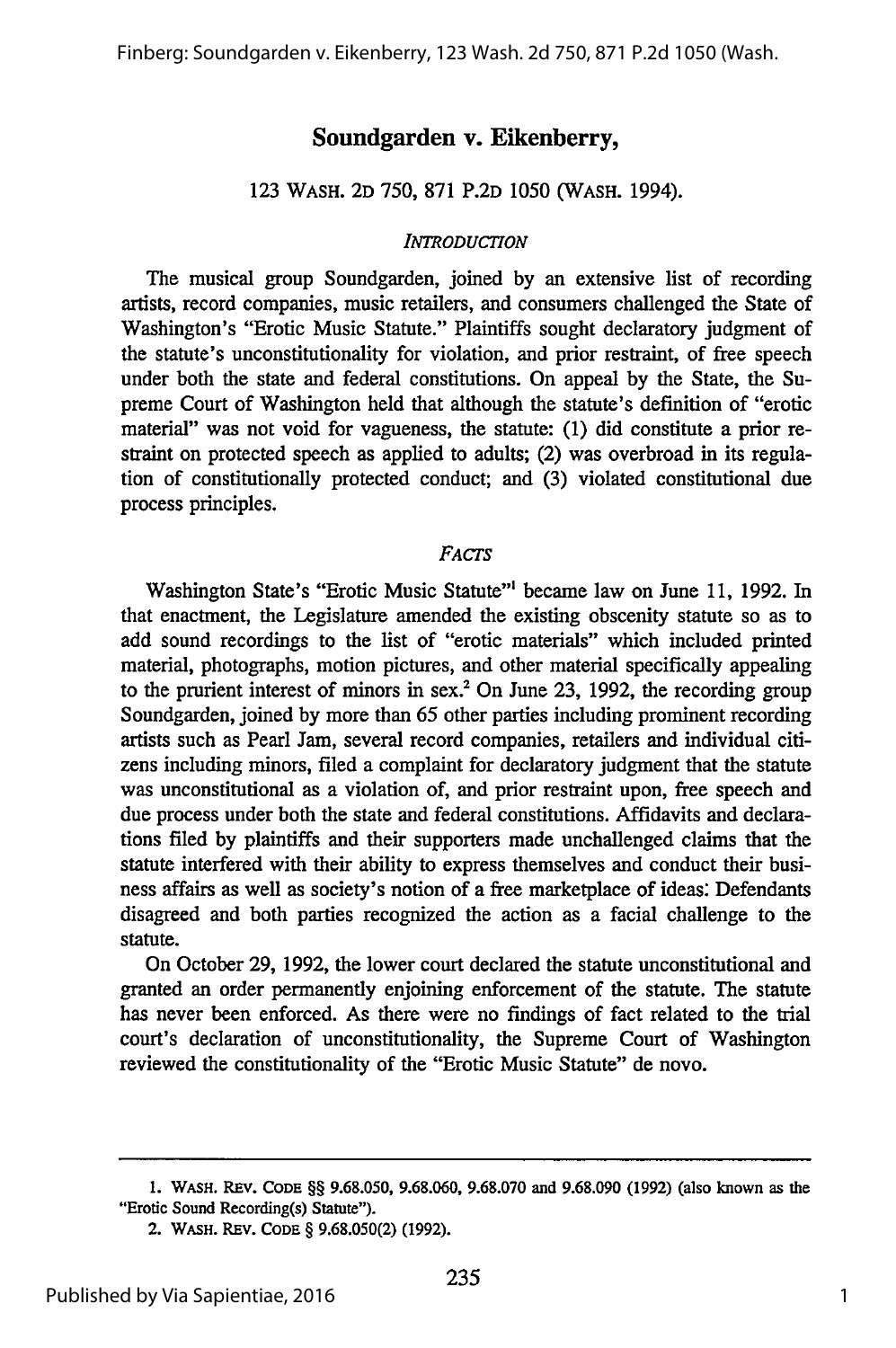## Soundgarden v. Eikenberry,

123 WASH. 2D 750, 871 P.2D 1050 (WASH. 1994).

### *INTRODUCTION*

The musical group Soundgarden, joined by an extensive list of recording artists, record companies, music retailers, and consumers challenged the State of Washington's "Erotic Music Statute." Plaintiffs sought declaratory judgment of the statute's unconstitutionality for violation, and prior restraint, of free speech under both the state and federal constitutions. On appeal by the State, the Supreme Court of Washington held that although the statute's definition of "erotic material" was not void for vagueness, the statute: (1) did constitute a prior restraint on protected speech as applied to adults; (2) was overbroad in its regulation of constitutionally protected conduct; and (3) violated constitutional due process principles.

### *FACTS*

Washington State's "Erotic Music Statute"[1] became law on June 11, 1992. In that enactment, the Legislature amended the existing obscenity statute so as to add sound recordings to the list of "erotic materials" which included printed material, photographs, motion pictures, and other material specifically appealing to the prurient interest of minors in sex.[2] On June 23, 1992, the recording group Soundgarden, joined by more than 65 other parties including prominent recording artists such as Pearl Jam, several record companies, retailers and individual citizens including minors, filed a complaint for declaratory judgment that the statute was unconstitutional as a violation of, and prior restraint upon, free speech and due process under both the state and federal constitutions. Affidavits and declarations filed by plaintiffs and their supporters made unchallenged claims that the statute interfered with their ability to express themselves and conduct their business affairs as well as society's notion of a free marketplace of ideas. Defendants disagreed and both parties recognized the action as a facial challenge to the statute.

On October 29, 1992, the lower court declared the statute unconstitutional and granted an order permanently enjoining enforcement of the statute. The statute has never been enforced. As there were no findings of fact related to the trial court's declaration of unconstitutionality, the Supreme Court of Washington reviewed the constitutionality of the "Erotic Music Statute" de novo.

---

1. WASH. REV. CODE §§ 9.68.050, 9.68.060, 9.68.070 and 9.68.090 (1992) (also known as the "Erotic Sound Recording(s) Statute").

2. WASH. REV. CODE § 9.68.050(2) (1992).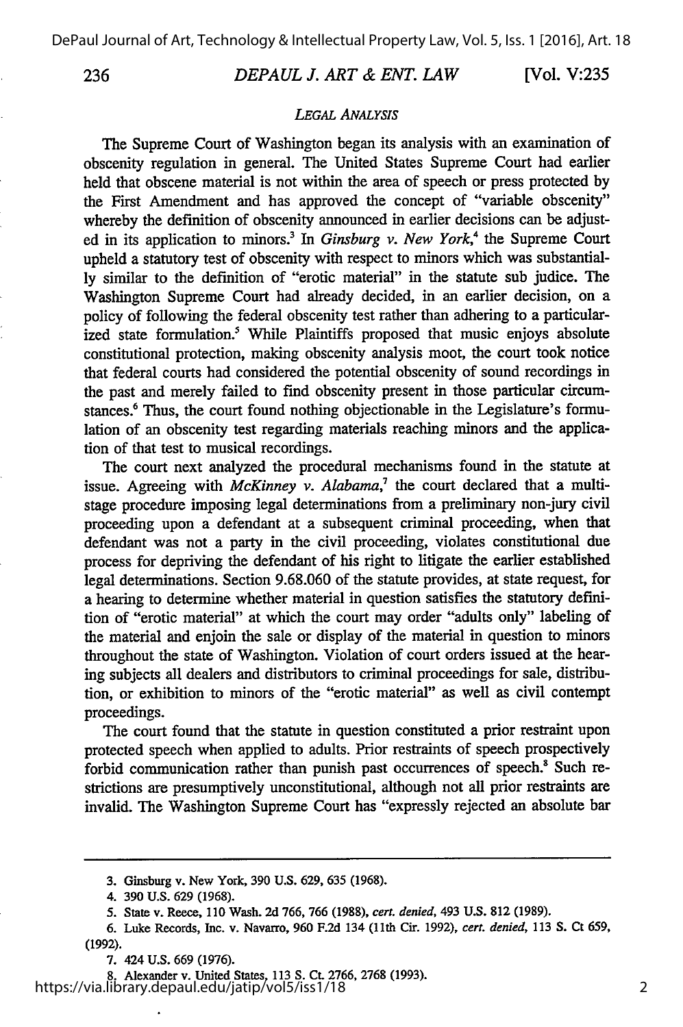### *LEGAL ANALYSIS*

The Supreme Court of Washington began its analysis with an examination of obscenity regulation in general. The United States Supreme Court had earlier held that obscene material is not within the area of speech or press protected by the First Amendment and has approved the concept of "variable obscenity" whereby the definition of obscenity announced in earlier decisions can be adjusted in its application to minors.[3] In *Ginsburg v. New York*,[4] the Supreme Court upheld a statutory test of obscenity with respect to minors which was substantially similar to the definition of "erotic material" in the statute sub judice. The Washington Supreme Court had already decided, in an earlier decision, on a policy of following the federal obscenity test rather than adhering to a particularized state formulation.[5] While Plaintiffs proposed that music enjoys absolute constitutional protection, making obscenity analysis moot, the court took notice that federal courts had considered the potential obscenity of sound recordings in the past and merely failed to find obscenity present in those particular circumstances.[6] Thus, the court found nothing objectionable in the Legislature's formulation of an obscenity test regarding materials reaching minors and the application of that test to musical recordings.

The court next analyzed the procedural mechanisms found in the statute at issue. Agreeing with *McKinney v. Alabama*,[7] the court declared that a multi-stage procedure imposing legal determinations from a preliminary non-jury civil proceeding upon a defendant at a subsequent criminal proceeding, when that defendant was not a party in the civil proceeding, violates constitutional due process for depriving the defendant of his right to litigate the earlier established legal determinations. Section 9.68.060 of the statute provides, at state request, for a hearing to determine whether material in question satisfies the statutory definition of "erotic material" at which the court may order "adults only" labeling of the material and enjoin the sale or display of the material in question to minors throughout the state of Washington. Violation of court orders issued at the hearing subjects all dealers and distributors to criminal proceedings for sale, distribution, or exhibition to minors of the "erotic material" as well as civil contempt proceedings.

The court found that the statute in question constituted a prior restraint upon protected speech when applied to adults. Prior restraints of speech prospectively forbid communication rather than punish past occurrences of speech.[8] Such restrictions are presumptively unconstitutional, although not all prior restraints are invalid. The Washington Supreme Court has "expressly rejected an absolute bar

---

3. Ginsburg v. New York, 390 U.S. 629, 635 (1968).

4. 390 U.S. 629 (1968).

5. State v. Reece, 110 Wash. 2d 766, 766 (1988), *cert. denied*, 493 U.S. 812 (1989).

6. Luke Records, Inc. v. Navarro, 960 F.2d 134 (11th Cir. 1992), *cert. denied*, 113 S. Ct 659, (1992).

7. 424 U.S. 669 (1976).

8. Alexander v. United States, 113 S. Ct. 2766, 2768 (1993).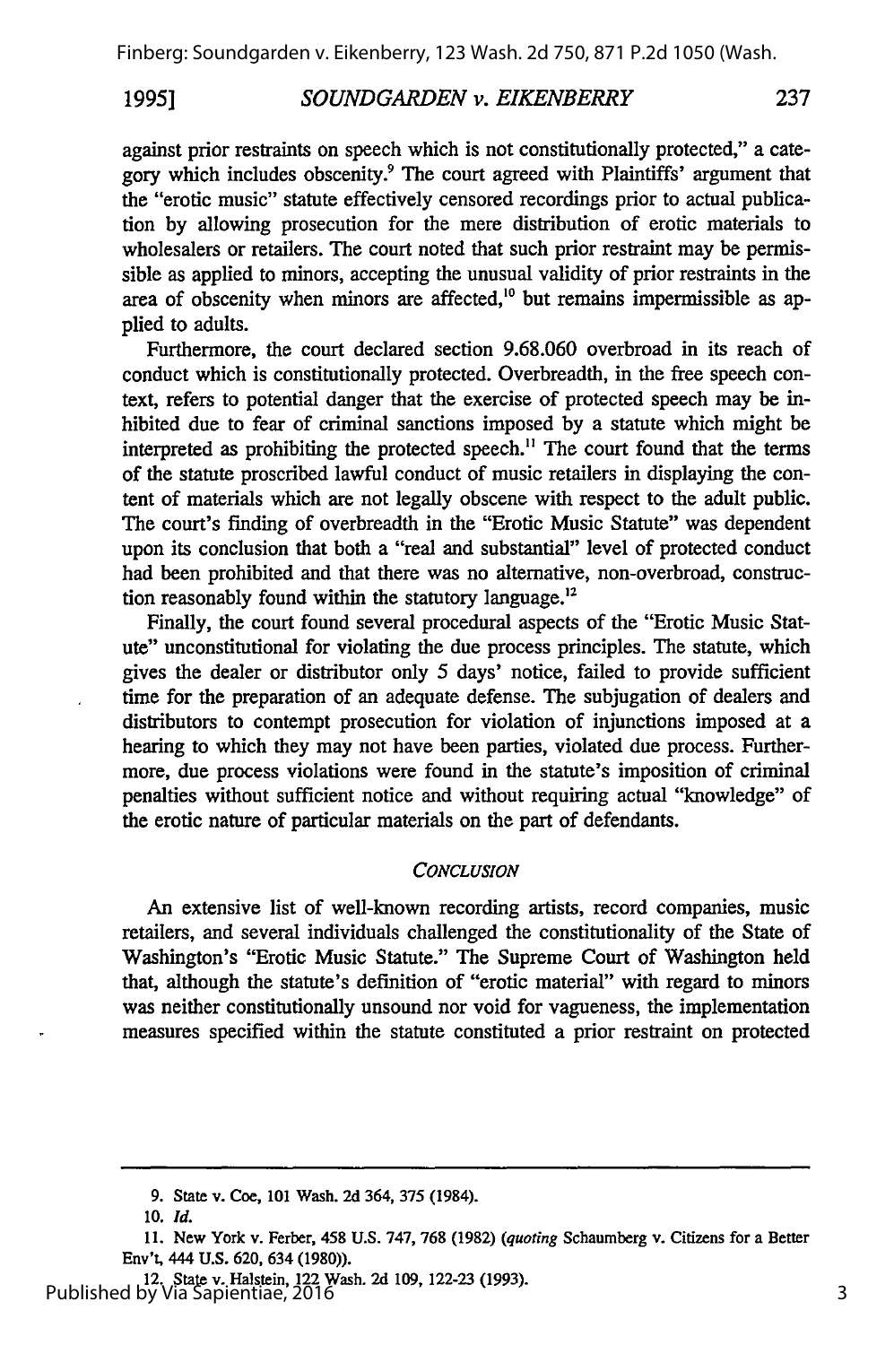against prior restraints on speech which is not constitutionally protected," a category which includes obscenity.[9] The court agreed with Plaintiffs' argument that the "erotic music" statute effectively censored recordings prior to actual publication by allowing prosecution for the mere distribution of erotic materials to wholesalers or retailers. The court noted that such prior restraint may be permissible as applied to minors, accepting the unusual validity of prior restraints in the area of obscenity when minors are affected,[10] but remains impermissible as applied to adults.

Furthermore, the court declared section 9.68.060 overbroad in its reach of conduct which is constitutionally protected. Overbreadth, in the free speech context, refers to potential danger that the exercise of protected speech may be inhibited due to fear of criminal sanctions imposed by a statute which might be interpreted as prohibiting the protected speech.[11] The court found that the terms of the statute proscribed lawful conduct of music retailers in displaying the content of materials which are not legally obscene with respect to the adult public. The court's finding of overbreadth in the "Erotic Music Statute" was dependent upon its conclusion that both a "real and substantial" level of protected conduct had been prohibited and that there was no alternative, non-overbroad, construction reasonably found within the statutory language.[12]

Finally, the court found several procedural aspects of the "Erotic Music Statute" unconstitutional for violating the due process principles. The statute, which gives the dealer or distributor only 5 days' notice, failed to provide sufficient time for the preparation of an adequate defense. The subjugation of dealers and distributors to contempt prosecution for violation of injunctions imposed at a hearing to which they may not have been parties, violated due process. Furthermore, due process violations were found in the statute's imposition of criminal penalties without sufficient notice and without requiring actual "knowledge" of the erotic nature of particular materials on the part of defendants.

## *Conclusion*

An extensive list of well-known recording artists, record companies, music retailers, and several individuals challenged the constitutionality of the State of Washington's "Erotic Music Statute." The Supreme Court of Washington held that, although the statute's definition of "erotic material" with regard to minors was neither constitutionally unsound nor void for vagueness, the implementation measures specified within the statute constituted a prior restraint on protected

---

9. State v. Coe, 101 Wash. 2d 364, 375 (1984).

10. *Id.*

11. New York v. Ferber, 458 U.S. 747, 768 (1982) (*quoting* Schaumberg v. Citizens for a Better Env't, 444 U.S. 620, 634 (1980)).

12. State v. Halstein, 122 Wash. 2d 109, 122-23 (1993).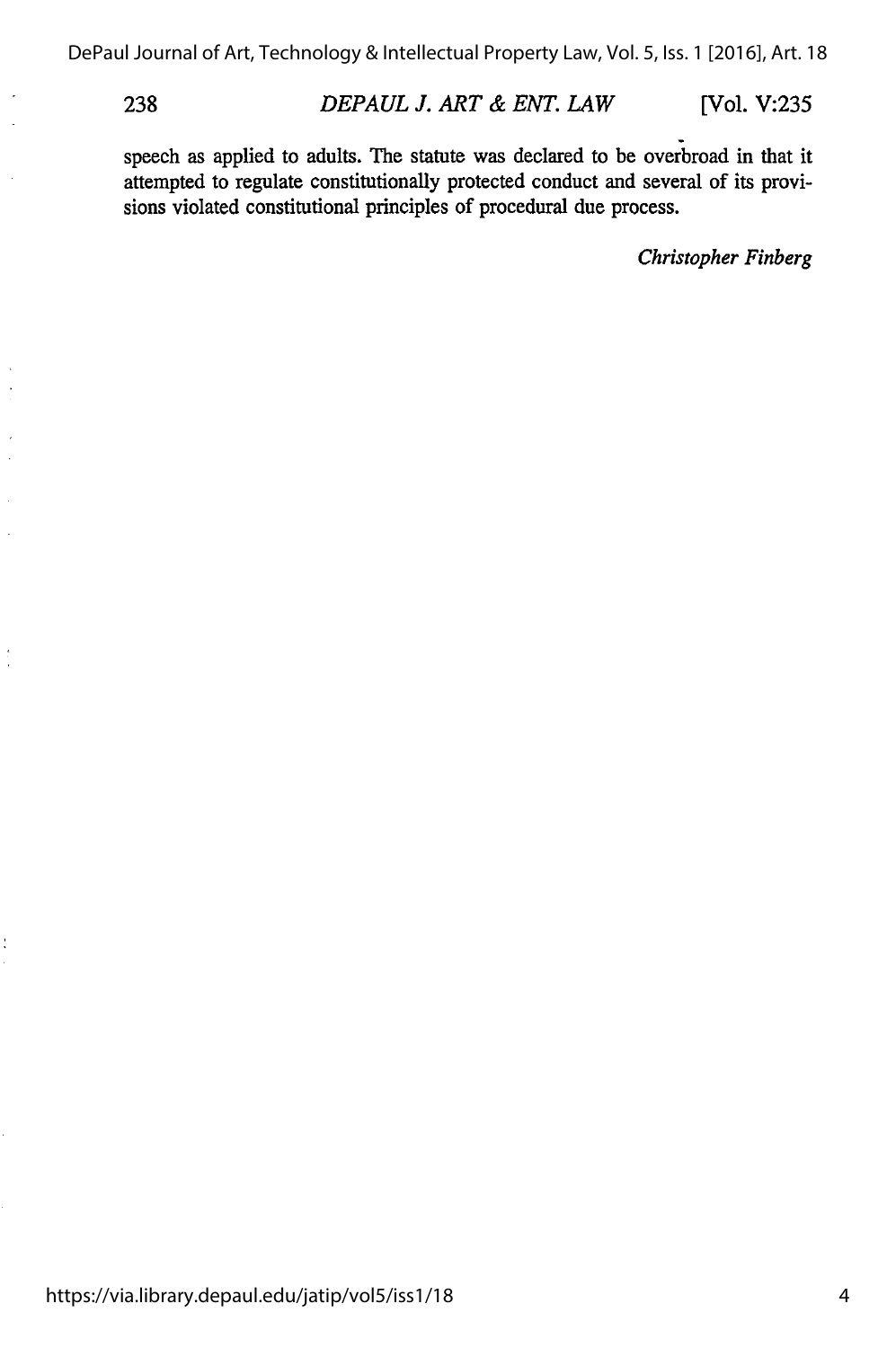speech as applied to adults. The statute was declared to be overbroad in that it attempted to regulate constitutionally protected conduct and several of its provisions violated constitutional principles of procedural due process.

*Christopher Finberg*